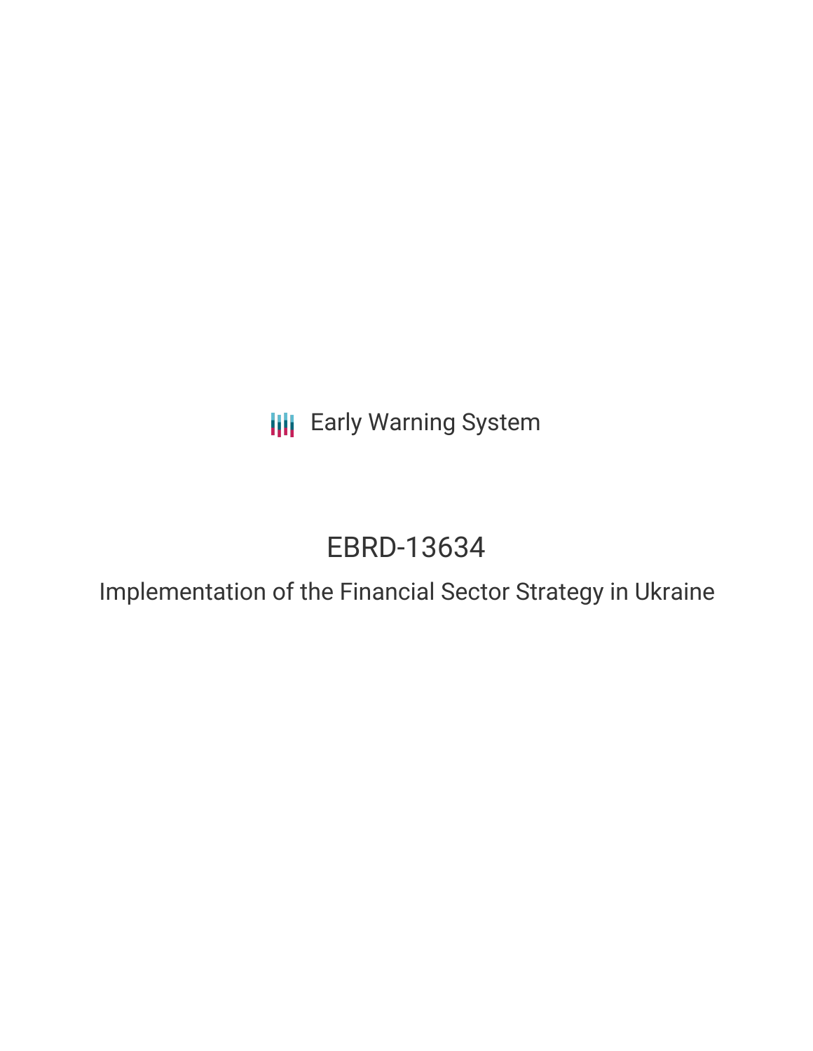Early Warning System

# EBRD-13634

## Implementation of the Financial Sector Strategy in Ukraine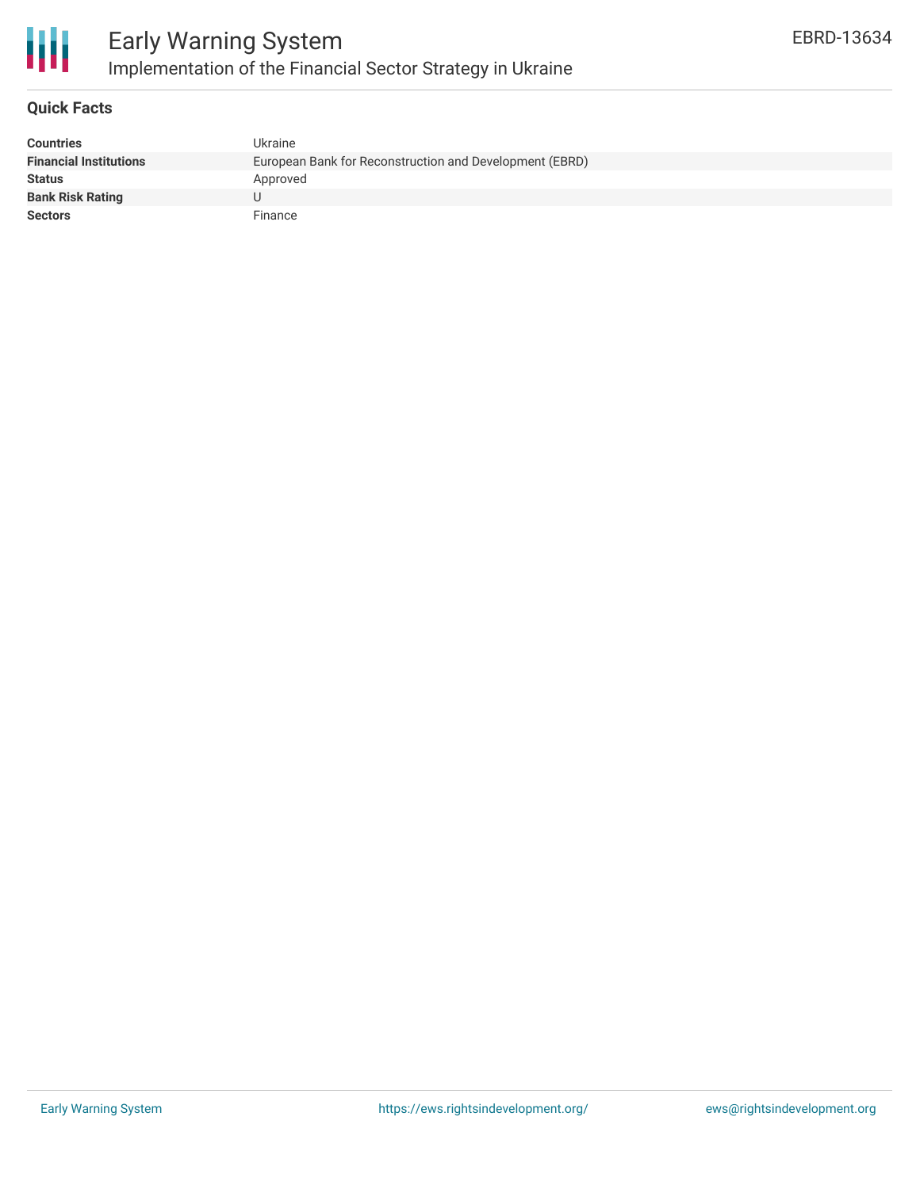# Early Warning System

## Implementation of the Financial Sector Strategy in Ukraine

EBRD-13634

### Quick Facts

| | |
|---|---|
| **Countries** | Ukraine |
| **Financial Institutions** | European Bank for Reconstruction and Development (EBRD) |
| **Status** | Approved |
| **Bank Risk Rating** | U |
| **Sectors** | Finance |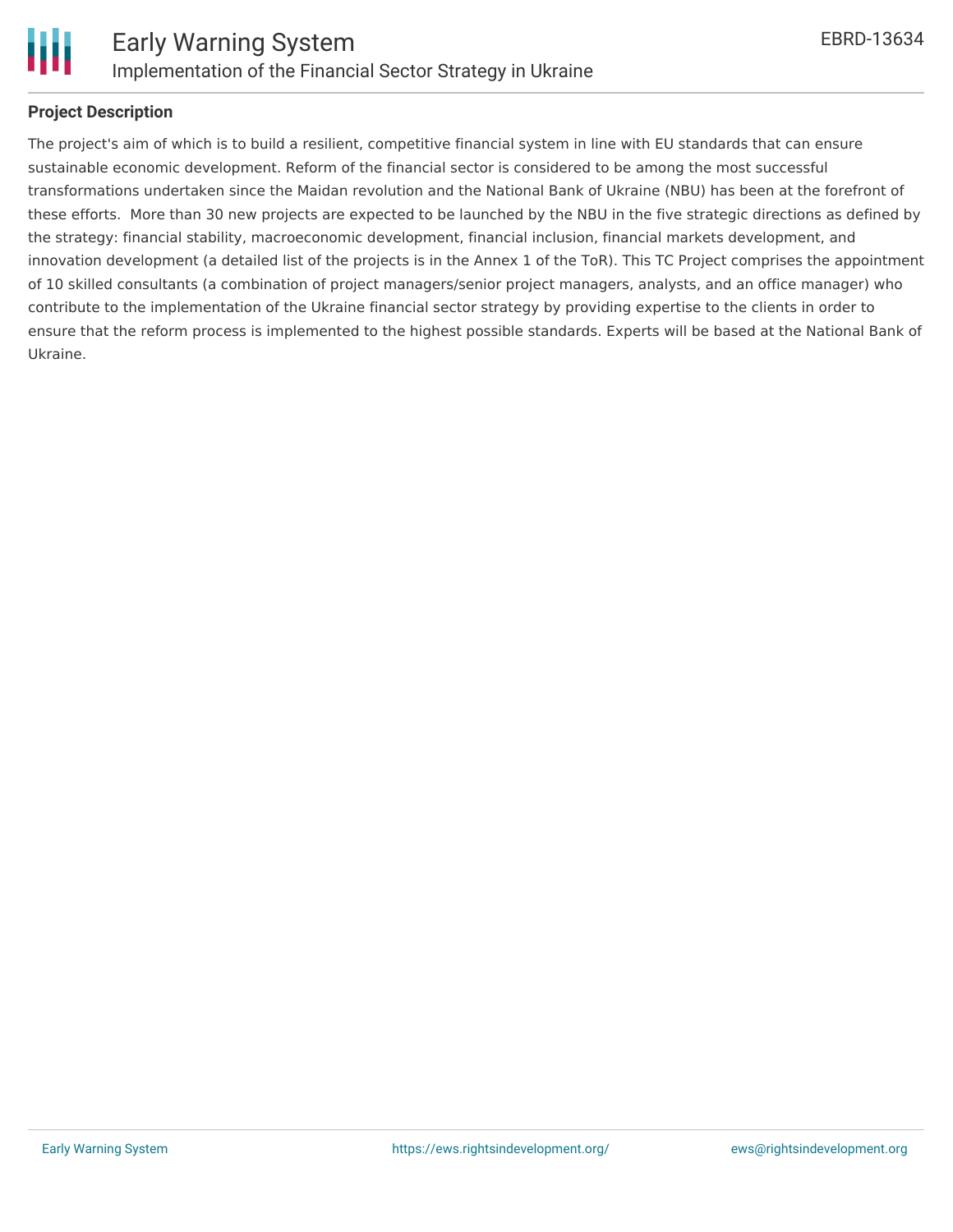## Project Description

The project's aim of which is to build a resilient, competitive financial system in line with EU standards that can ensure sustainable economic development. Reform of the financial sector is considered to be among the most successful transformations undertaken since the Maidan revolution and the National Bank of Ukraine (NBU) has been at the forefront of these efforts.  More than 30 new projects are expected to be launched by the NBU in the five strategic directions as defined by the strategy: financial stability, macroeconomic development, financial inclusion, financial markets development, and innovation development (a detailed list of the projects is in the Annex 1 of the ToR). This TC Project comprises the appointment of 10 skilled consultants (a combination of project managers/senior project managers, analysts, and an office manager) who contribute to the implementation of the Ukraine financial sector strategy by providing expertise to the clients in order to ensure that the reform process is implemented to the highest possible standards. Experts will be based at the National Bank of Ukraine.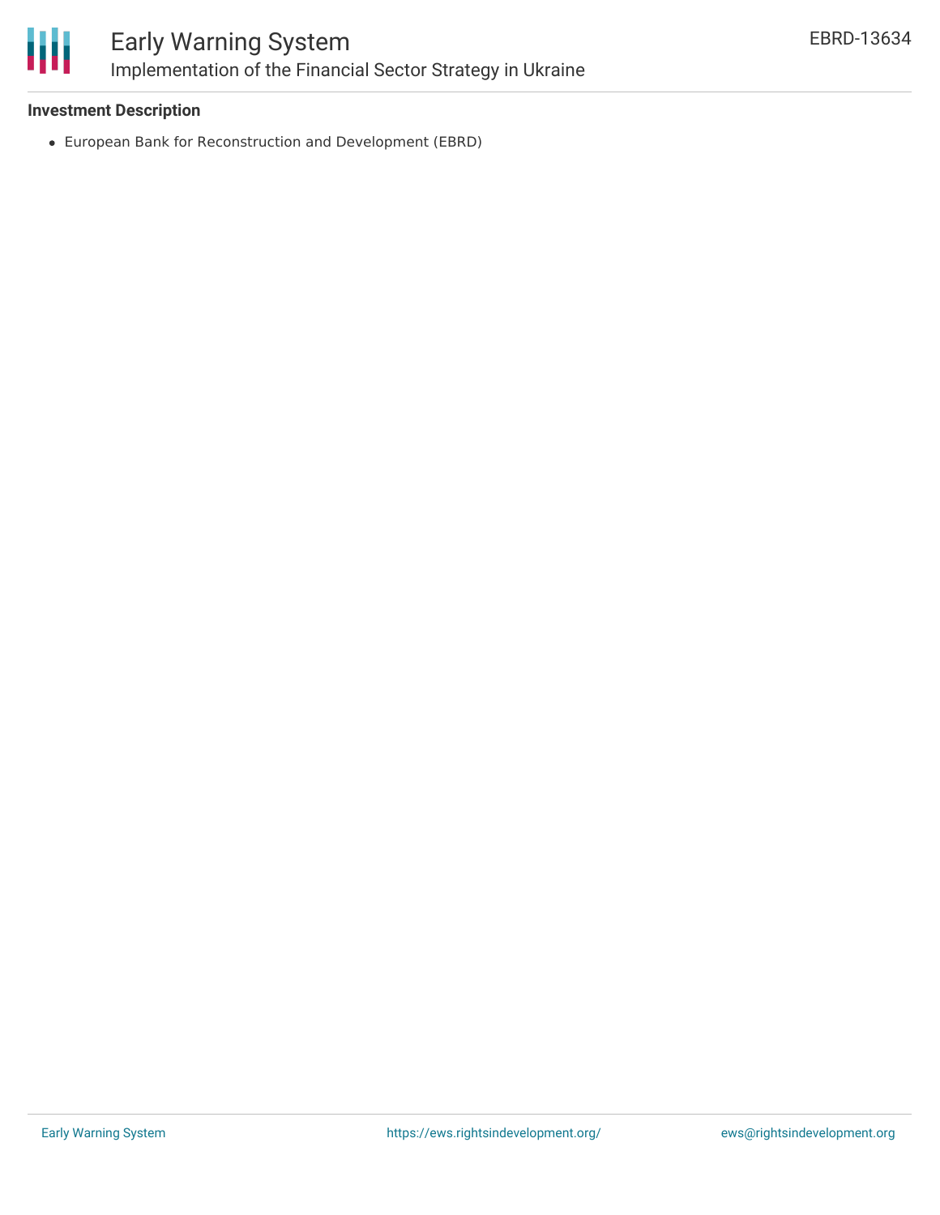**Investment Description**

- European Bank for Reconstruction and Development (EBRD)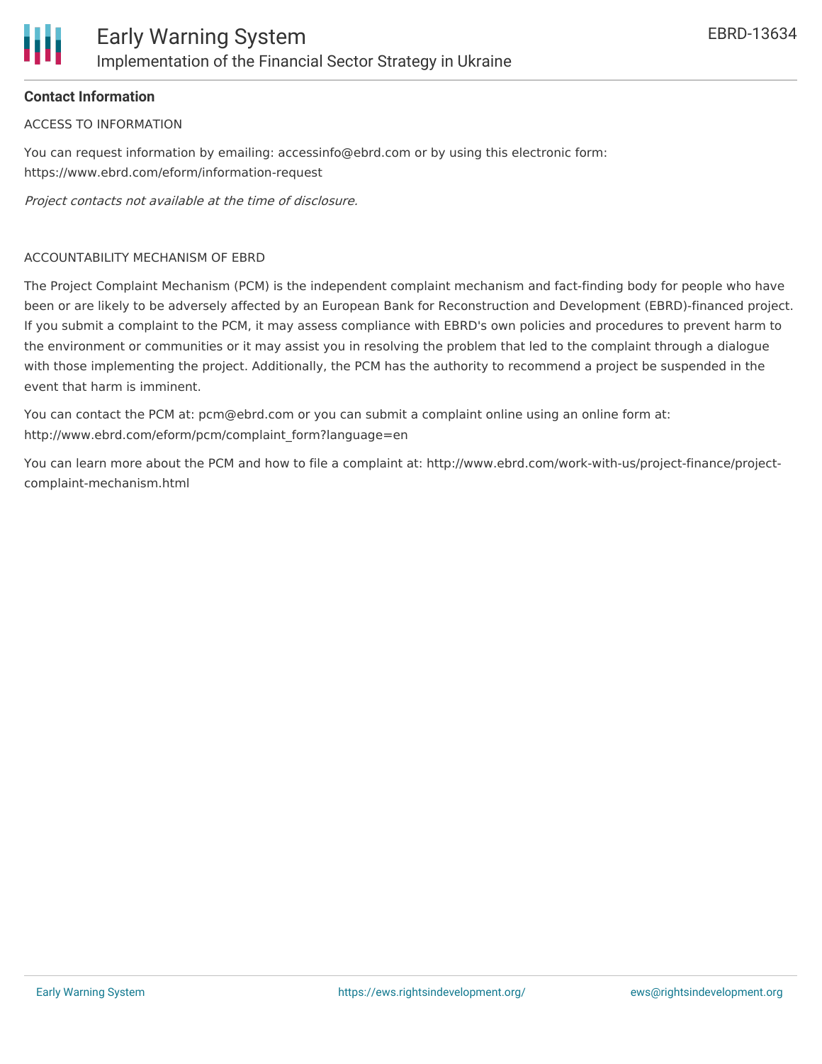## Contact Information

ACCESS TO INFORMATION

You can request information by emailing: accessinfo@ebrd.com or by using this electronic form: https://www.ebrd.com/eform/information-request

*Project contacts not available at the time of disclosure.*

ACCOUNTABILITY MECHANISM OF EBRD

The Project Complaint Mechanism (PCM) is the independent complaint mechanism and fact-finding body for people who have been or are likely to be adversely affected by an European Bank for Reconstruction and Development (EBRD)-financed project. If you submit a complaint to the PCM, it may assess compliance with EBRD's own policies and procedures to prevent harm to the environment or communities or it may assist you in resolving the problem that led to the complaint through a dialogue with those implementing the project. Additionally, the PCM has the authority to recommend a project be suspended in the event that harm is imminent.

You can contact the PCM at: pcm@ebrd.com or you can submit a complaint online using an online form at: http://www.ebrd.com/eform/pcm/complaint_form?language=en

You can learn more about the PCM and how to file a complaint at: http://www.ebrd.com/work-with-us/project-finance/project-complaint-mechanism.html